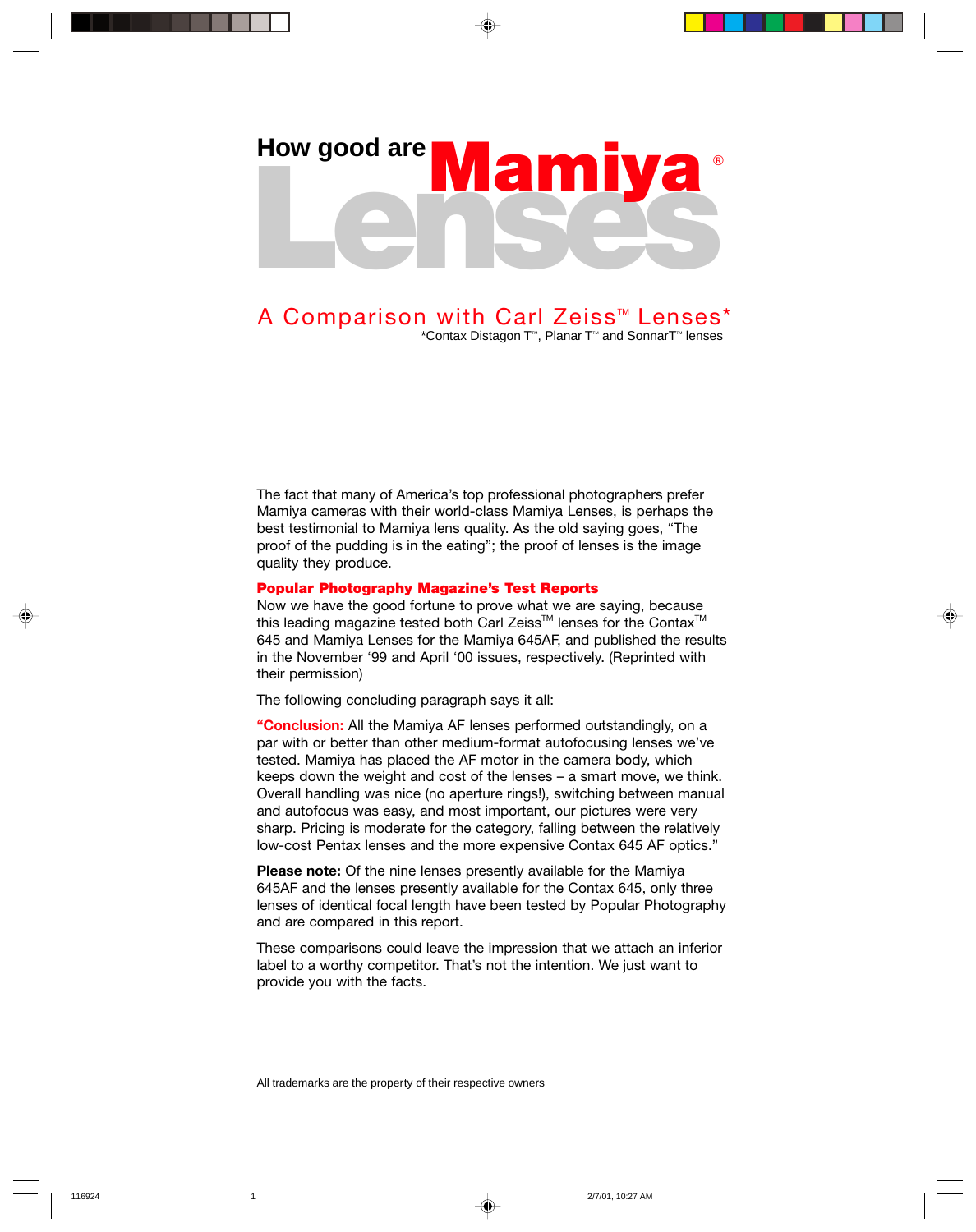# How good are Mamiya® Lenses

## A Comparison with Carl Zeiss™ Lenses*

*Contax Distagon T™, Planar T™ and SonnarT™ lenses

The fact that many of America's top professional photographers prefer Mamiya cameras with their world-class Mamiya Lenses, is perhaps the best testimonial to Mamiya lens quality. As the old saying goes, "The proof of the pudding is in the eating"; the proof of lenses is the image quality they produce.

**Popular Photography Magazine's Test Reports**

Now we have the good fortune to prove what we are saying, because this leading magazine tested both Carl Zeiss™ lenses for the Contax™ 645 and Mamiya Lenses for the Mamiya 645AF, and published the results in the November '99 and April '00 issues, respectively. (Reprinted with their permission)

The following concluding paragraph says it all:

**"Conclusion:** All the Mamiya AF lenses performed outstandingly, on a par with or better than other medium-format autofocusing lenses we've tested. Mamiya has placed the AF motor in the camera body, which keeps down the weight and cost of the lenses – a smart move, we think. Overall handling was nice (no aperture rings!), switching between manual and autofocus was easy, and most important, our pictures were very sharp. Pricing is moderate for the category, falling between the relatively low-cost Pentax lenses and the more expensive Contax 645 AF optics."

**Please note:** Of the nine lenses presently available for the Mamiya 645AF and the lenses presently available for the Contax 645, only three lenses of identical focal length have been tested by Popular Photography and are compared in this report.

These comparisons could leave the impression that we attach an inferior label to a worthy competitor. That's not the intention. We just want to provide you with the facts.

All trademarks are the property of their respective owners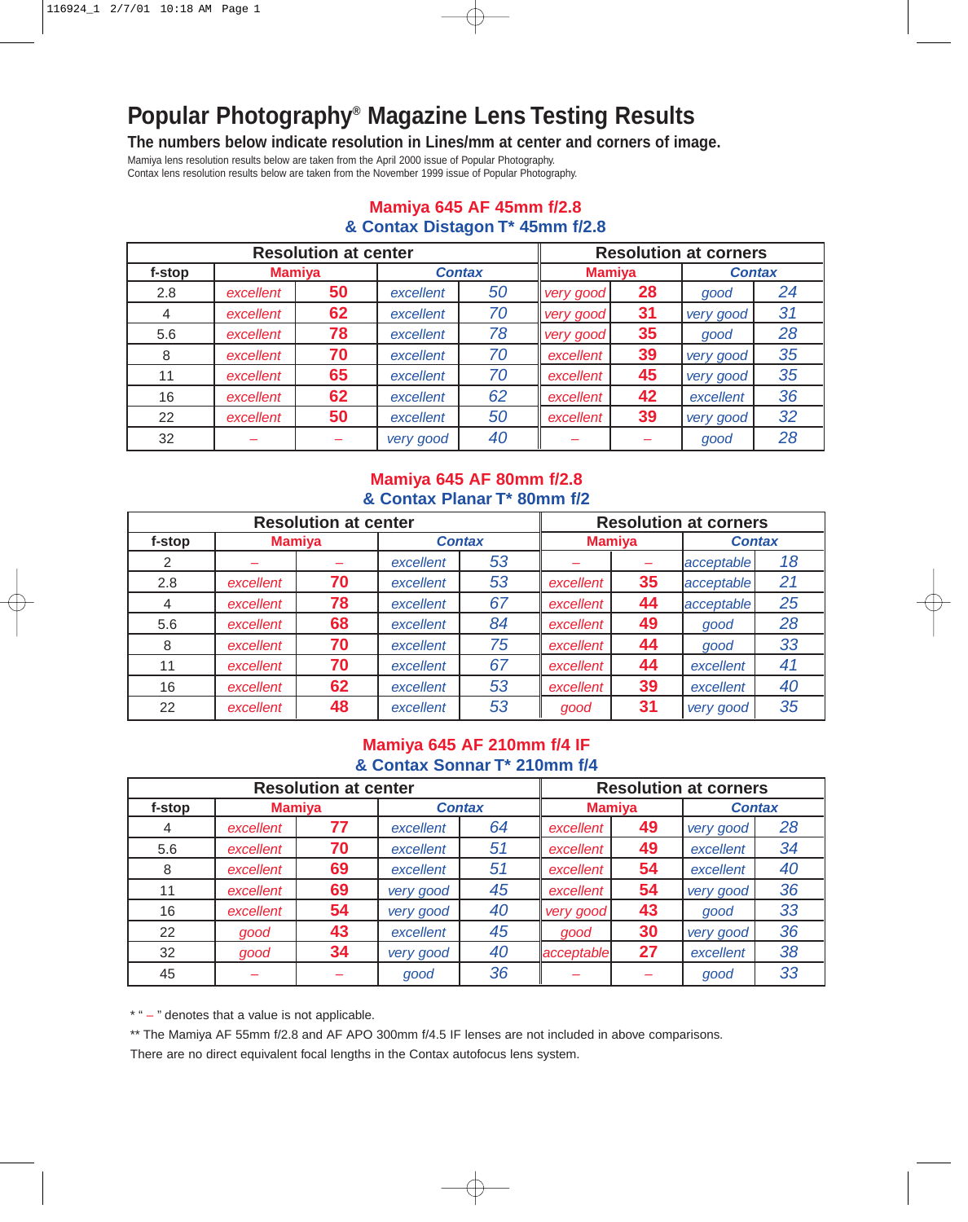# Popular Photography® Magazine Lens Testing Results

## The numbers below indicate resolution in Lines/mm at center and corners of image.

Mamiya lens resolution results below are taken from the April 2000 issue of Popular Photography.
Contax lens resolution results below are taken from the November 1999 issue of Popular Photography.

### Mamiya 645 AF 45mm f/2.8 & Contax Distagon T* 45mm f/2.8

| | Resolution at center | | | | Resolution at corners | | | |
|---|---|---|---|---|---|---|---|---|
| f-stop | Mamiya | | Contax | | Mamiya | | Contax | |
| 2.8 | excellent | 50 | excellent | 50 | very good | 28 | good | 24 |
| 4 | excellent | 62 | excellent | 70 | very good | 31 | very good | 31 |
| 5.6 | excellent | 78 | excellent | 78 | very good | 35 | good | 28 |
| 8 | excellent | 70 | excellent | 70 | excellent | 39 | very good | 35 |
| 11 | excellent | 65 | excellent | 70 | excellent | 45 | very good | 35 |
| 16 | excellent | 62 | excellent | 62 | excellent | 42 | excellent | 36 |
| 22 | excellent | 50 | excellent | 50 | excellent | 39 | very good | 32 |
| 32 | – | – | very good | 40 | – | – | good | 28 |

### Mamiya 645 AF 80mm f/2.8 & Contax Planar T* 80mm f/2

| | Resolution at center | | | | Resolution at corners | | | |
|---|---|---|---|---|---|---|---|---|
| f-stop | Mamiya | | Contax | | Mamiya | | Contax | |
| 2 | – | – | excellent | 53 | – | – | acceptable | 18 |
| 2.8 | excellent | 70 | excellent | 53 | excellent | 35 | acceptable | 21 |
| 4 | excellent | 78 | excellent | 67 | excellent | 44 | acceptable | 25 |
| 5.6 | excellent | 68 | excellent | 84 | excellent | 49 | good | 28 |
| 8 | excellent | 70 | excellent | 75 | excellent | 44 | good | 33 |
| 11 | excellent | 70 | excellent | 67 | excellent | 44 | excellent | 41 |
| 16 | excellent | 62 | excellent | 53 | excellent | 39 | excellent | 40 |
| 22 | excellent | 48 | excellent | 53 | good | 31 | very good | 35 |

### Mamiya 645 AF 210mm f/4 IF & Contax Sonnar T* 210mm f/4

| | Resolution at center | | | | Resolution at corners | | | |
|---|---|---|---|---|---|---|---|---|
| f-stop | Mamiya | | Contax | | Mamiya | | Contax | |
| 4 | excellent | 77 | excellent | 64 | excellent | 49 | very good | 28 |
| 5.6 | excellent | 70 | excellent | 51 | excellent | 49 | excellent | 34 |
| 8 | excellent | 69 | excellent | 51 | excellent | 54 | excellent | 40 |
| 11 | excellent | 69 | very good | 45 | excellent | 54 | very good | 36 |
| 16 | excellent | 54 | very good | 40 | very good | 43 | good | 33 |
| 22 | good | 43 | excellent | 45 | good | 30 | very good | 36 |
| 32 | good | 34 | very good | 40 | acceptable | 27 | excellent | 38 |
| 45 | – | – | good | 36 | – | – | good | 33 |

* " – " denotes that a value is not applicable.

** The Mamiya AF 55mm f/2.8 and AF APO 300mm f/4.5 IF lenses are not included in above comparisons. There are no direct equivalent focal lengths in the Contax autofocus lens system.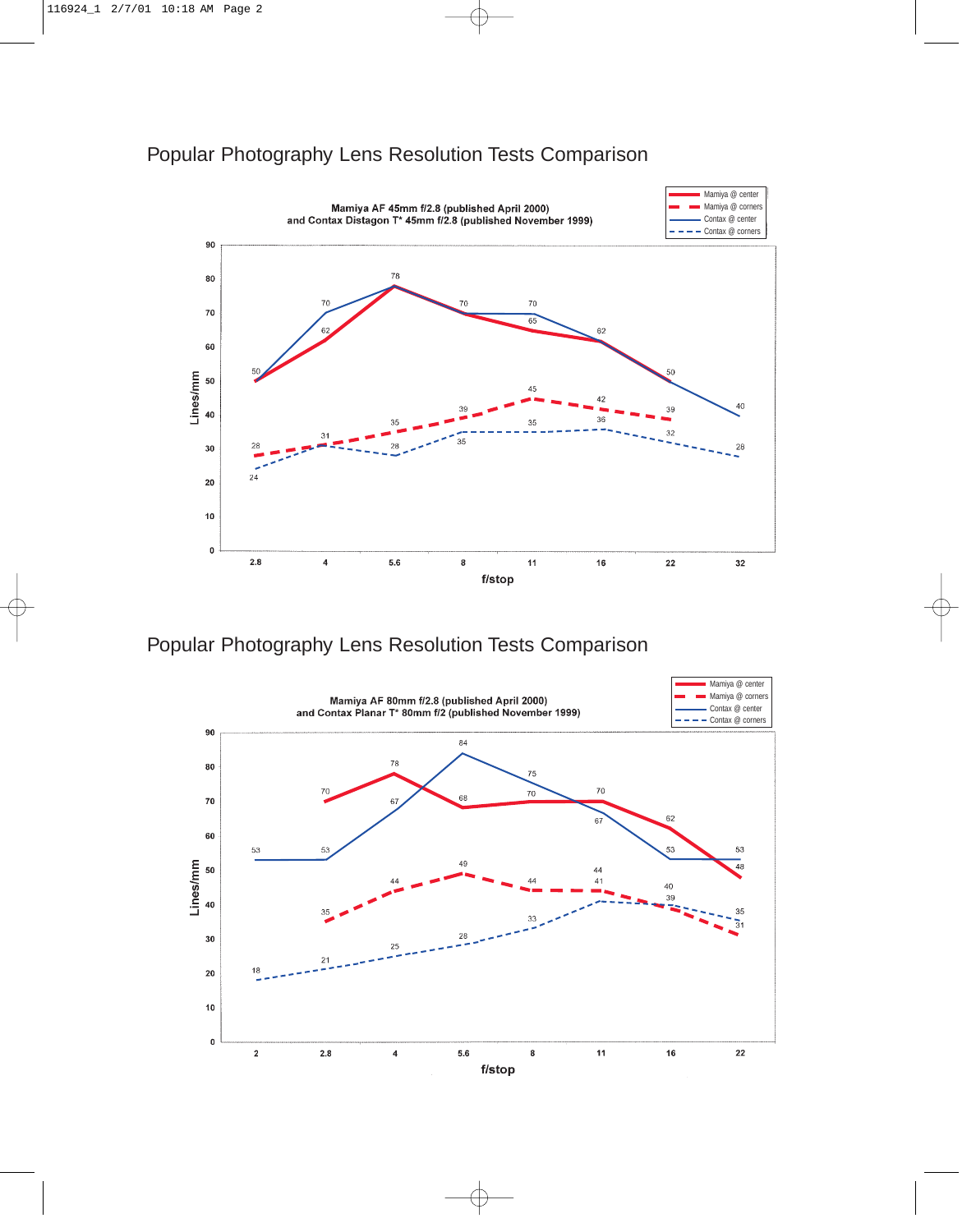## Popular Photography Lens Resolution Tests Comparison

**Mamiya AF 45mm f/2.8 (published April 2000) and Contax Distagon T* 45mm f/2.8 (published November 1999)**

| f/stop | Mamiya @ center | Mamiya @ corners | Contax @ center | Contax @ corners |
|---|---|---|---|---|
| 2.8 | 50 | 28 | 50 | 24 |
| 4 | 62 | 31 | 70 | 31 |
| 5.6 | 78 | 35 | 78 | 28 |
| 8 | 70 | 39 | 70 | 35 |
| 11 | 65 | 45 | 70 | 35 |
| 16 | 62 | 42 | 62 | 36 |
| 22 | 50 | 39 | 50 | 32 |
| 32 | | | 40 | 28 |

Lines/mm vs. f/stop

## Popular Photography Lens Resolution Tests Comparison

**Mamiya AF 80mm f/2.8 (published April 2000) and Contax Planar T* 80mm f/2 (published November 1999)**

| f/stop | Mamiya @ center | Mamiya @ corners | Contax @ center | Contax @ corners |
|---|---|---|---|---|
| 2 | | | 53 | 18 |
| 2.8 | 70 | 35 | 53 | 21 |
| 4 | 78 | 44 | 67 | 25 |
| 5.6 | 68 | 49 | 84 | 28 |
| 8 | 70 | 44 | 75 | 33 |
| 11 | 70 | 44 | 67 | 41 |
| 16 | 62 | 39 | 53 | 40 |
| 22 | 48 | 31 | 53 | 35 |

Lines/mm vs. f/stop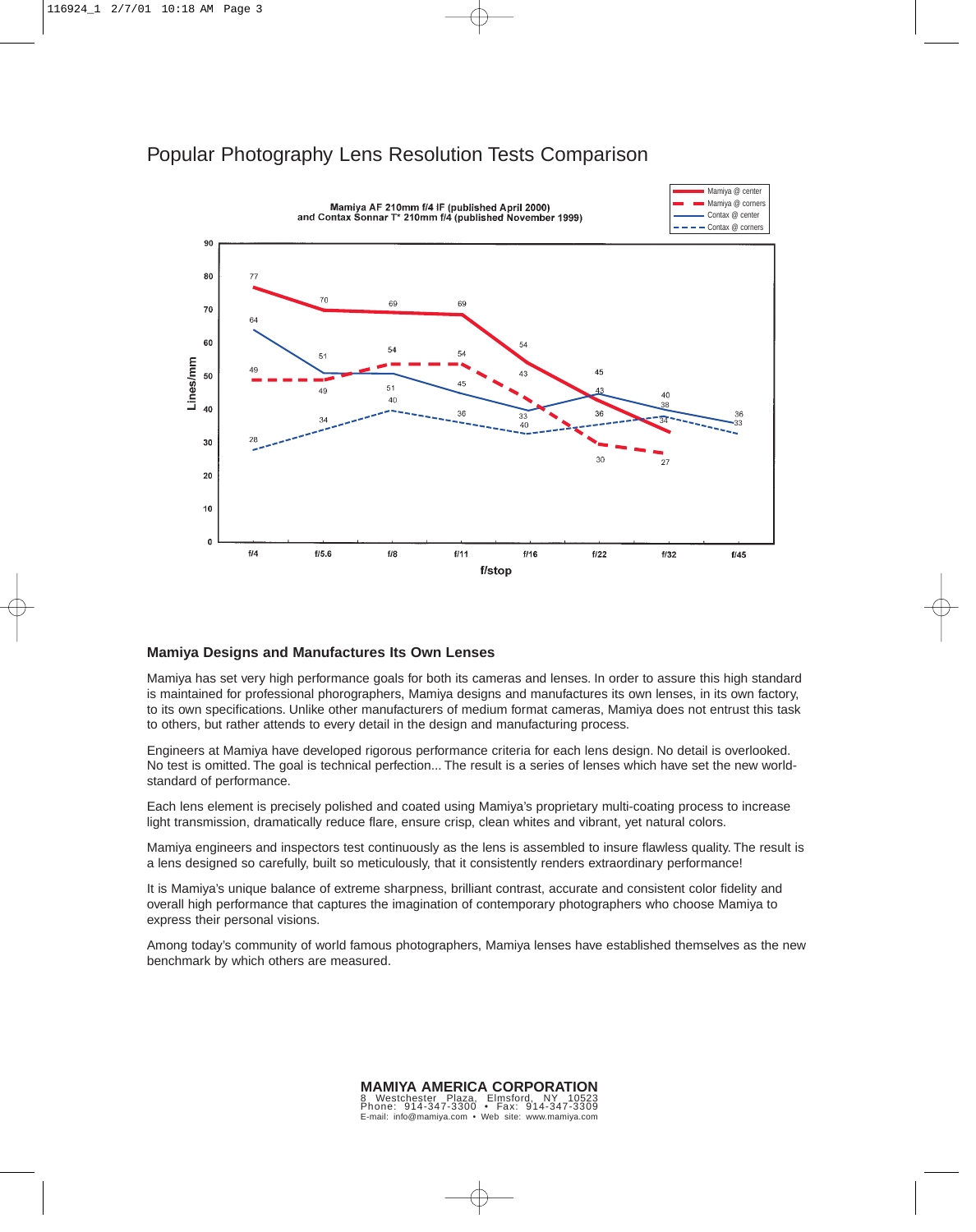# Popular Photography Lens Resolution Tests Comparison

Mamiya AF 210mm f/4 IF (published April 2000)
and Contax Sonnar T* 210mm f/4 (published November 1999)

Mamiya @ center
Mamiya @ corners
Contax @ center
Contax @ corners

Lines/mm

90
80
70
60
50
40
30
20
10
0

77
70
69
69
54
45
40
36
64
51
54
54
43
43
38
34
36
33
49
49
51
45
33
40
30
27
28
34
40
36
36

f/4
f/5.6
f/8
f/11
f/16
f/22
f/32
f/45

f/stop

## Mamiya Designs and Manufactures Its Own Lenses

Mamiya has set very high performance goals for both its cameras and lenses. In order to assure this high standard is maintained for professional phorographers, Mamiya designs and manufactures its own lenses, in its own factory, to its own specifications. Unlike other manufacturers of medium format cameras, Mamiya does not entrust this task to others, but rather attends to every detail in the design and manufacturing process.

Engineers at Mamiya have developed rigorous performance criteria for each lens design. No detail is overlooked. No test is omitted. The goal is technical perfection... The result is a series of lenses which have set the new world-standard of performance.

Each lens element is precisely polished and coated using Mamiya's proprietary multi-coating process to increase light transmission, dramatically reduce flare, ensure crisp, clean whites and vibrant, yet natural colors.

Mamiya engineers and inspectors test continuously as the lens is assembled to insure flawless quality. The result is a lens designed so carefully, built so meticulously, that it consistently renders extraordinary performance!

It is Mamiya's unique balance of extreme sharpness, brilliant contrast, accurate and consistent color fidelity and overall high performance that captures the imagination of contemporary photographers who choose Mamiya to express their personal visions.

Among today's community of world famous photographers, Mamiya lenses have established themselves as the new benchmark by which others are measured.

**MAMIYA AMERICA CORPORATION**
8 Westchester Plaza, Elmsford, NY 10523
Phone: 914-347-3300 • Fax: 914-347-3309
E-mail: info@mamiya.com • Web site: www.mamiya.com